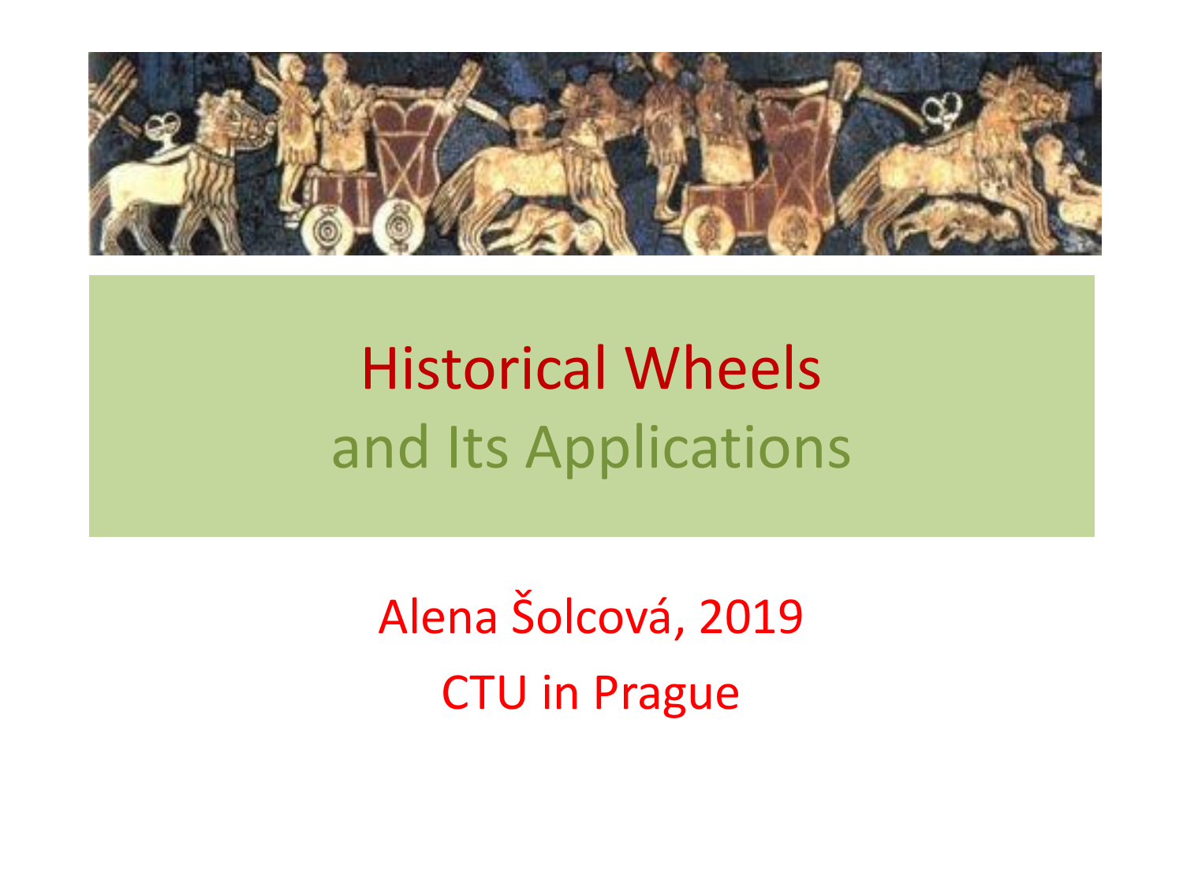# Historical Wheels
## and Its Applications

Alena Šolcová, 2019

CTU in Prague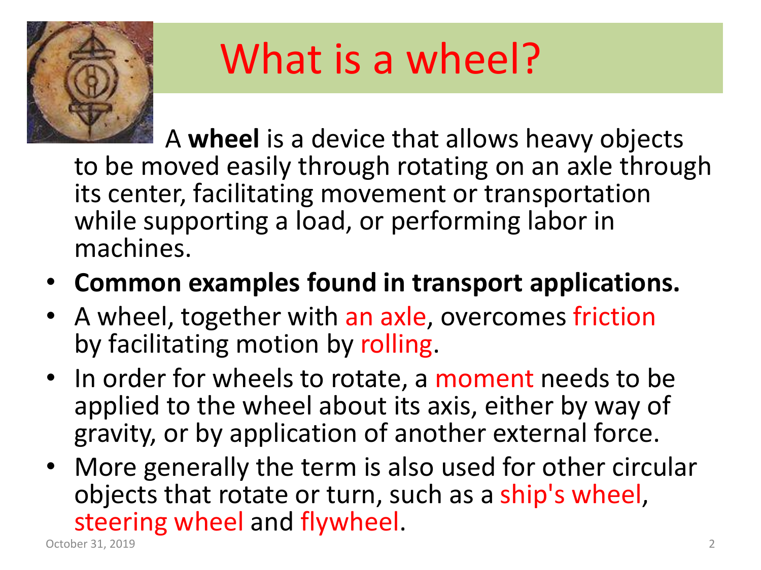# What is a wheel?

A **wheel** is a device that allows heavy objects to be moved easily through rotating on an axle through its center, facilitating movement or transportation while supporting a load, or performing labor in machines.

- **Common examples found in transport applications.**
- A wheel, together with an axle, overcomes friction by facilitating motion by rolling.
- In order for wheels to rotate, a moment needs to be applied to the wheel about its axis, either by way of gravity, or by application of another external force.
- More generally the term is also used for other circular objects that rotate or turn, such as a ship's wheel, steering wheel and flywheel.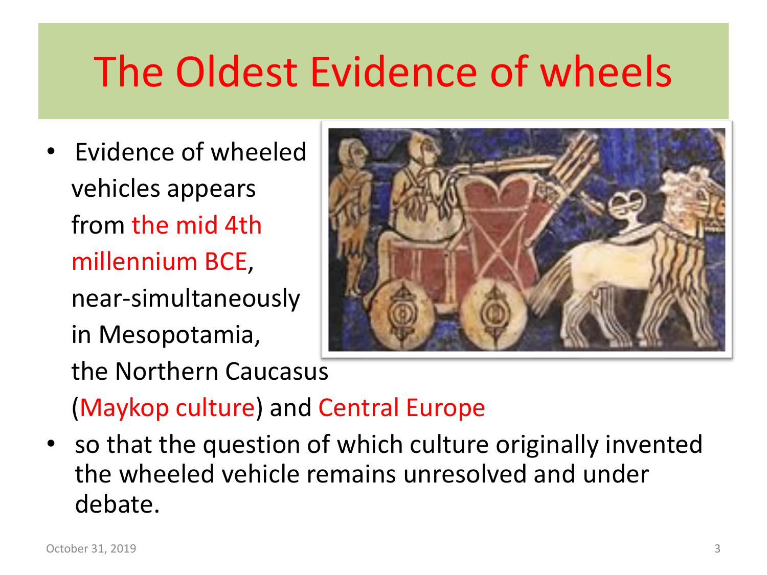# The Oldest Evidence of wheels

- Evidence of wheeled vehicles appears from the mid 4th millennium BCE, near-simultaneously in Mesopotamia, the Northern Caucasus (Maykop culture) and Central Europe
- so that the question of which culture originally invented the wheeled vehicle remains unresolved and under debate.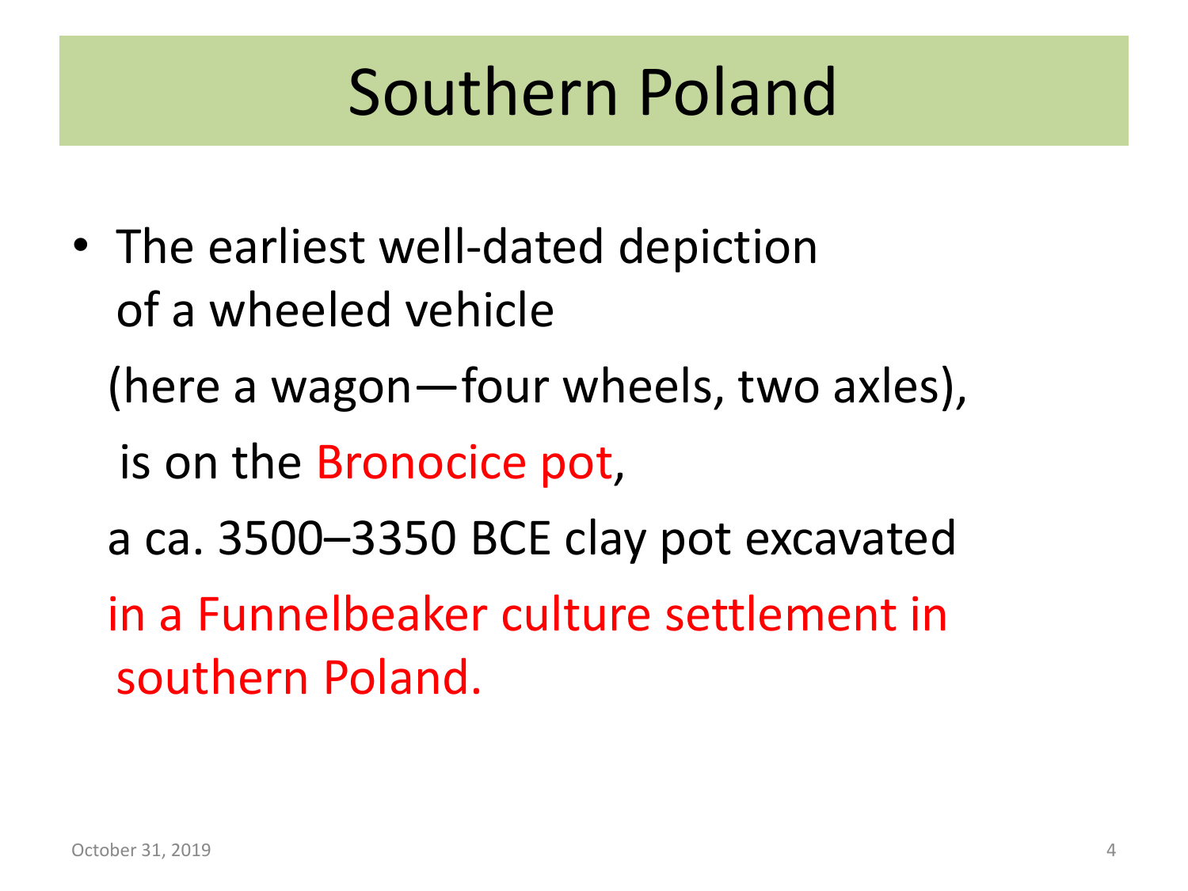# Southern Poland

- The earliest well-dated depiction of a wheeled vehicle (here a wagon—four wheels, two axles), is on the Bronocice pot, a ca. 3500–3350 BCE clay pot excavated in a Funnelbeaker culture settlement in southern Poland.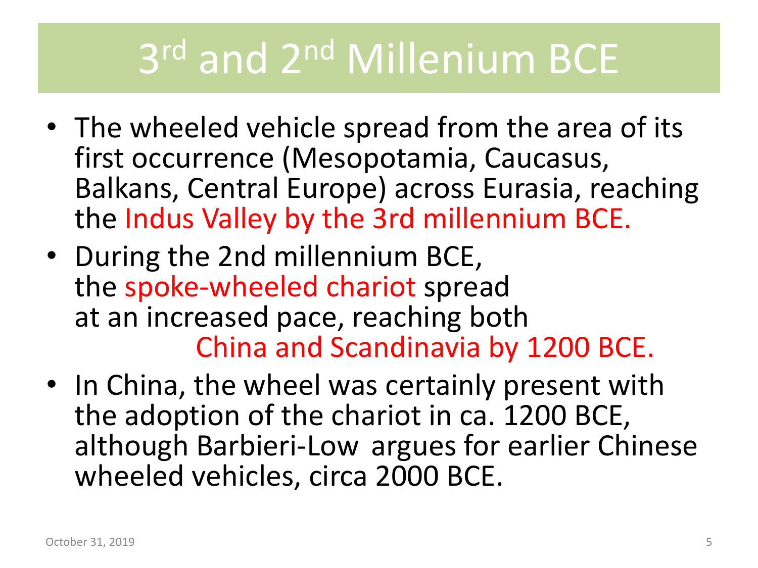# 3rd and 2nd Millenium BCE

- The wheeled vehicle spread from the area of its first occurrence (Mesopotamia, Caucasus, Balkans, Central Europe) across Eurasia, reaching the Indus Valley by the 3rd millennium BCE.
- During the 2nd millennium BCE, the spoke-wheeled chariot spread at an increased pace, reaching both China and Scandinavia by 1200 BCE.
- In China, the wheel was certainly present with the adoption of the chariot in ca. 1200 BCE, although Barbieri-Low argues for earlier Chinese wheeled vehicles, circa 2000 BCE.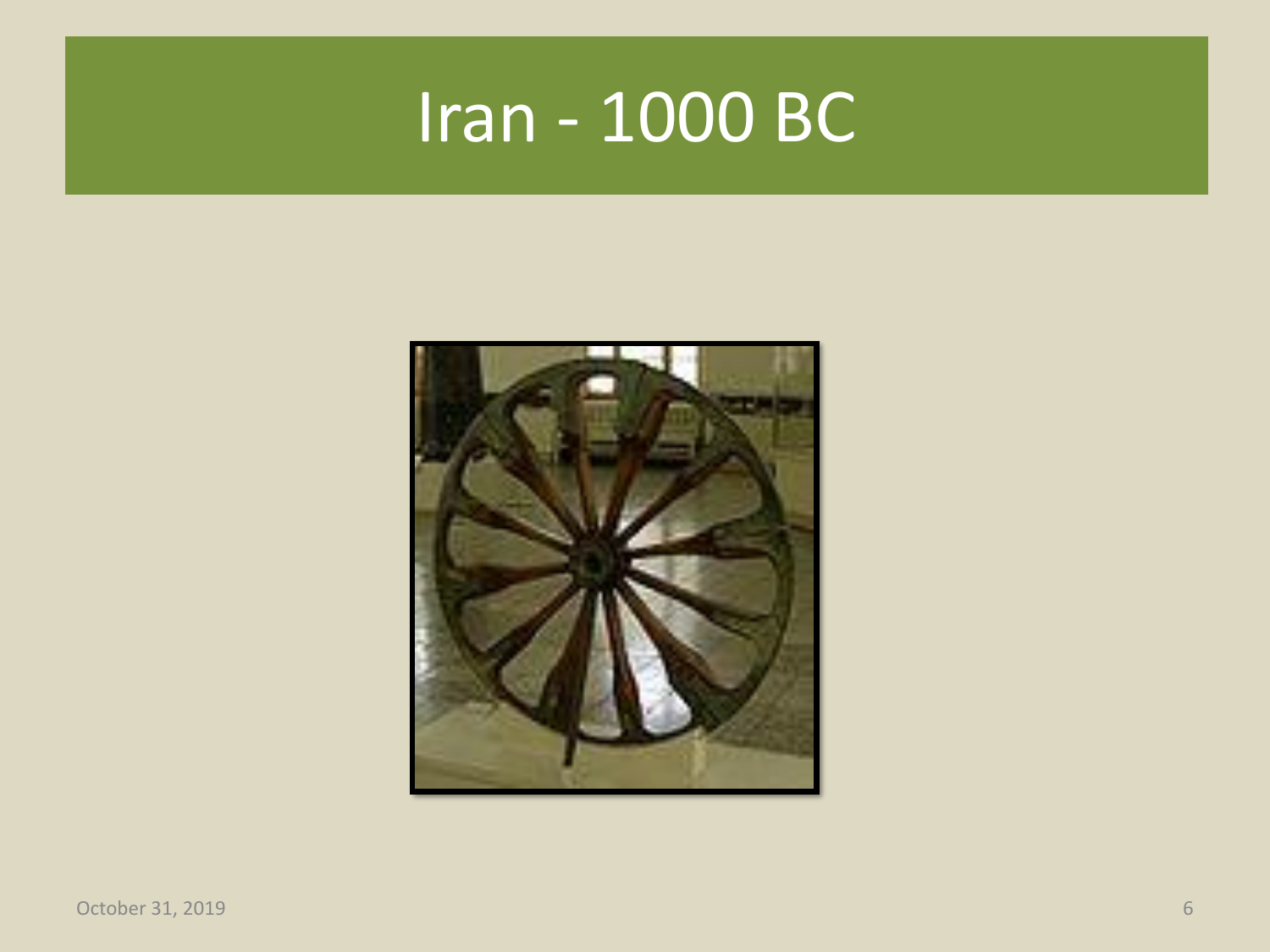# Iran - 1000 BC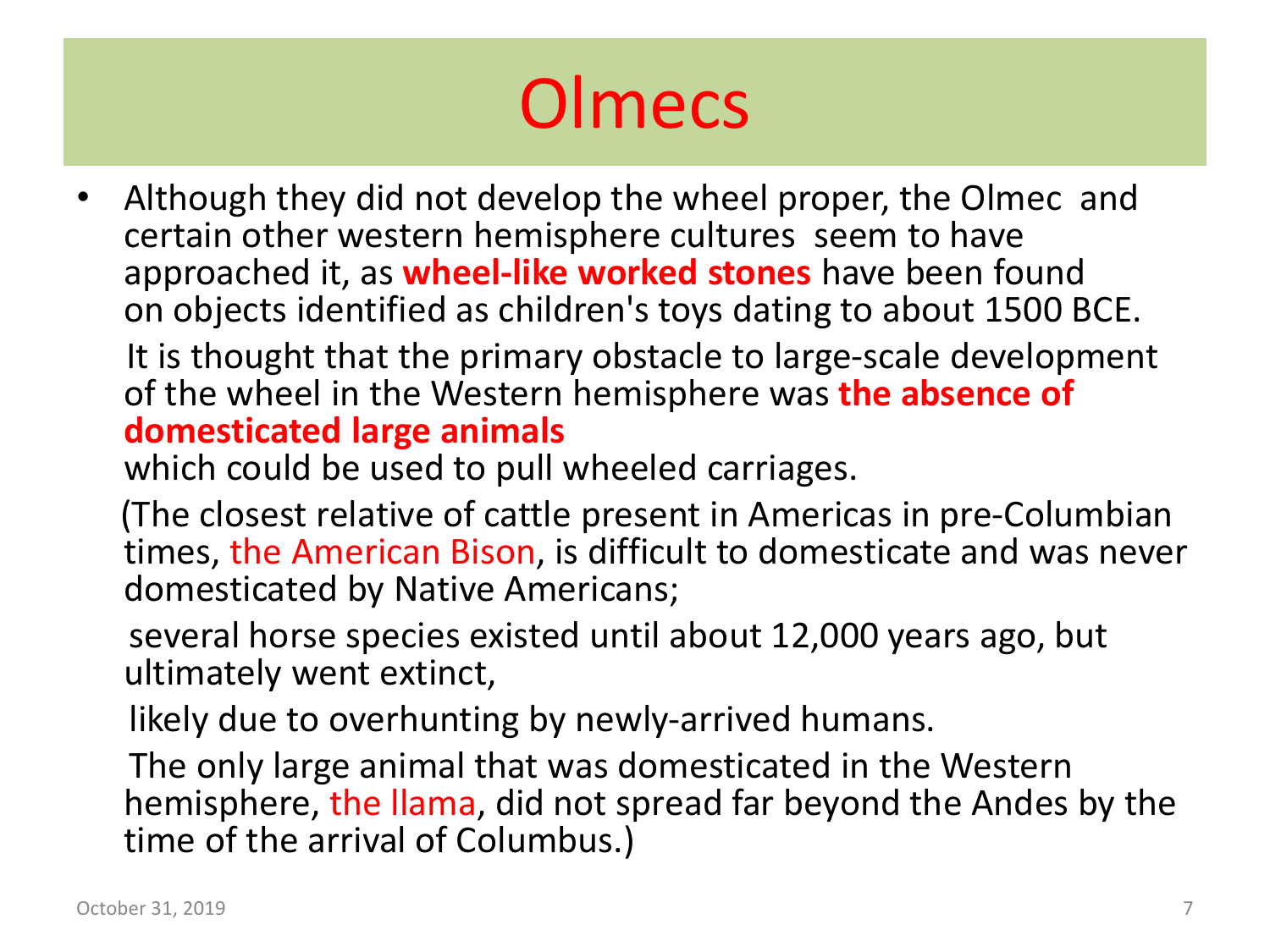# Olmecs

- Although they did not develop the wheel proper, the Olmec and certain other western hemisphere cultures seem to have approached it, as **wheel-like worked stones** have been found on objects identified as children's toys dating to about 1500 BCE.

  It is thought that the primary obstacle to large-scale development of the wheel in the Western hemisphere was **the absence of domesticated large animals** which could be used to pull wheeled carriages.

  (The closest relative of cattle present in Americas in pre-Columbian times, the American Bison, is difficult to domesticate and was never domesticated by Native Americans;

  several horse species existed until about 12,000 years ago, but ultimately went extinct,

  likely due to overhunting by newly-arrived humans.

  The only large animal that was domesticated in the Western hemisphere, the llama, did not spread far beyond the Andes by the time of the arrival of Columbus.)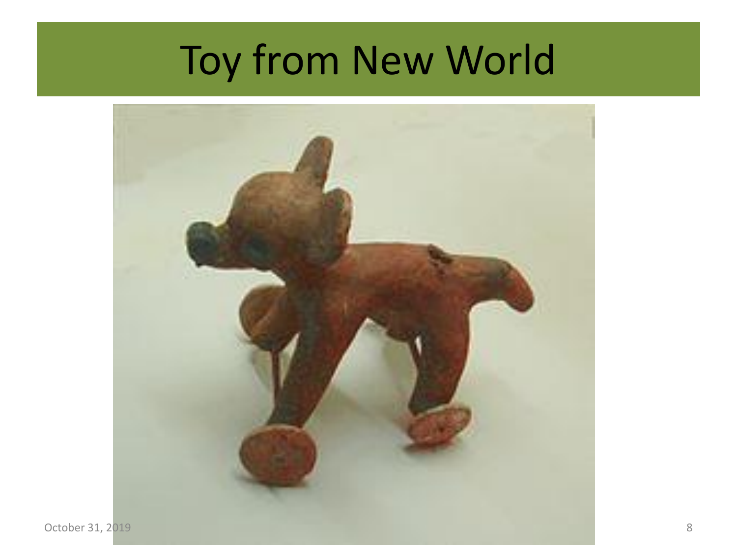# Toy from New World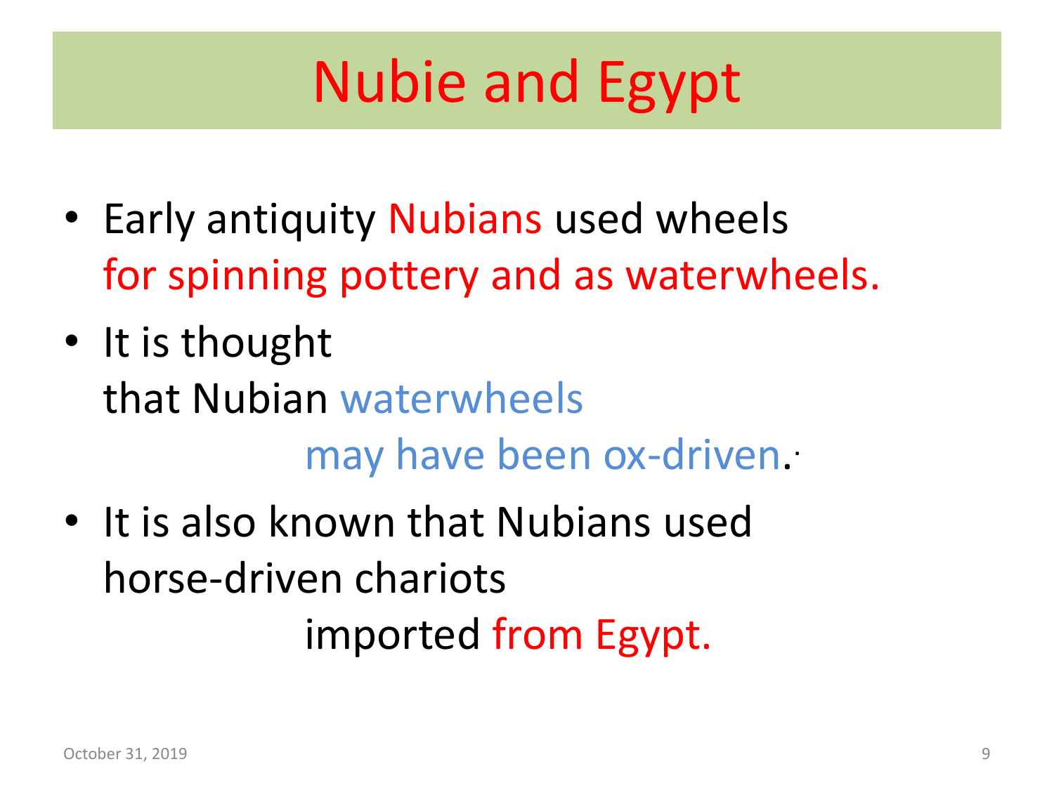# Nubie and Egypt

- Early antiquity Nubians used wheels for spinning pottery and as waterwheels.
- It is thought that Nubian waterwheels may have been ox-driven.
- It is also known that Nubians used horse-driven chariots imported from Egypt.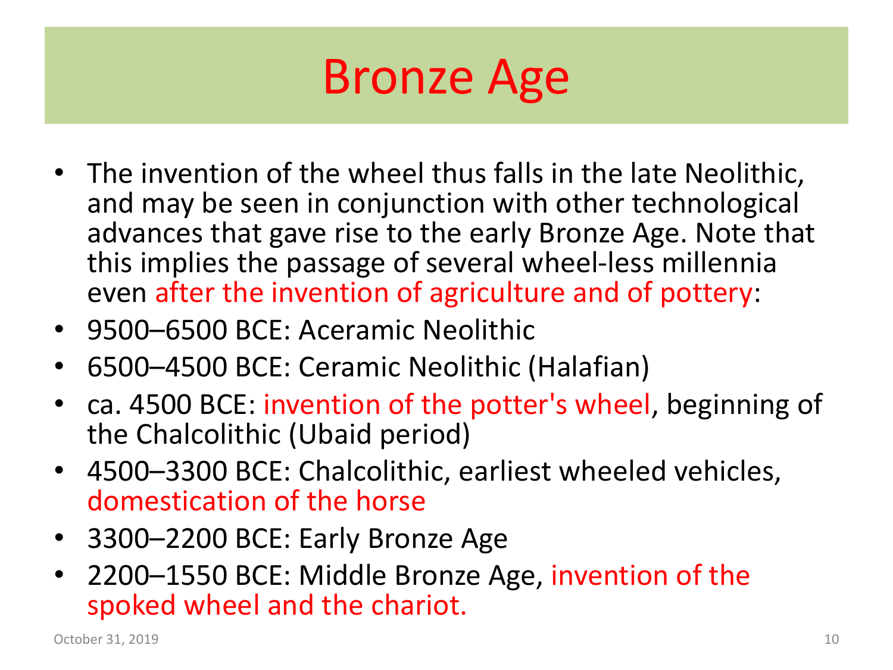# Bronze Age

- The invention of the wheel thus falls in the late Neolithic, and may be seen in conjunction with other technological advances that gave rise to the early Bronze Age. Note that this implies the passage of several wheel-less millennia even after the invention of agriculture and of pottery:
- 9500–6500 BCE: Aceramic Neolithic
- 6500–4500 BCE: Ceramic Neolithic (Halafian)
- ca. 4500 BCE: invention of the potter's wheel, beginning of the Chalcolithic (Ubaid period)
- 4500–3300 BCE: Chalcolithic, earliest wheeled vehicles, domestication of the horse
- 3300–2200 BCE: Early Bronze Age
- 2200–1550 BCE: Middle Bronze Age, invention of the spoked wheel and the chariot.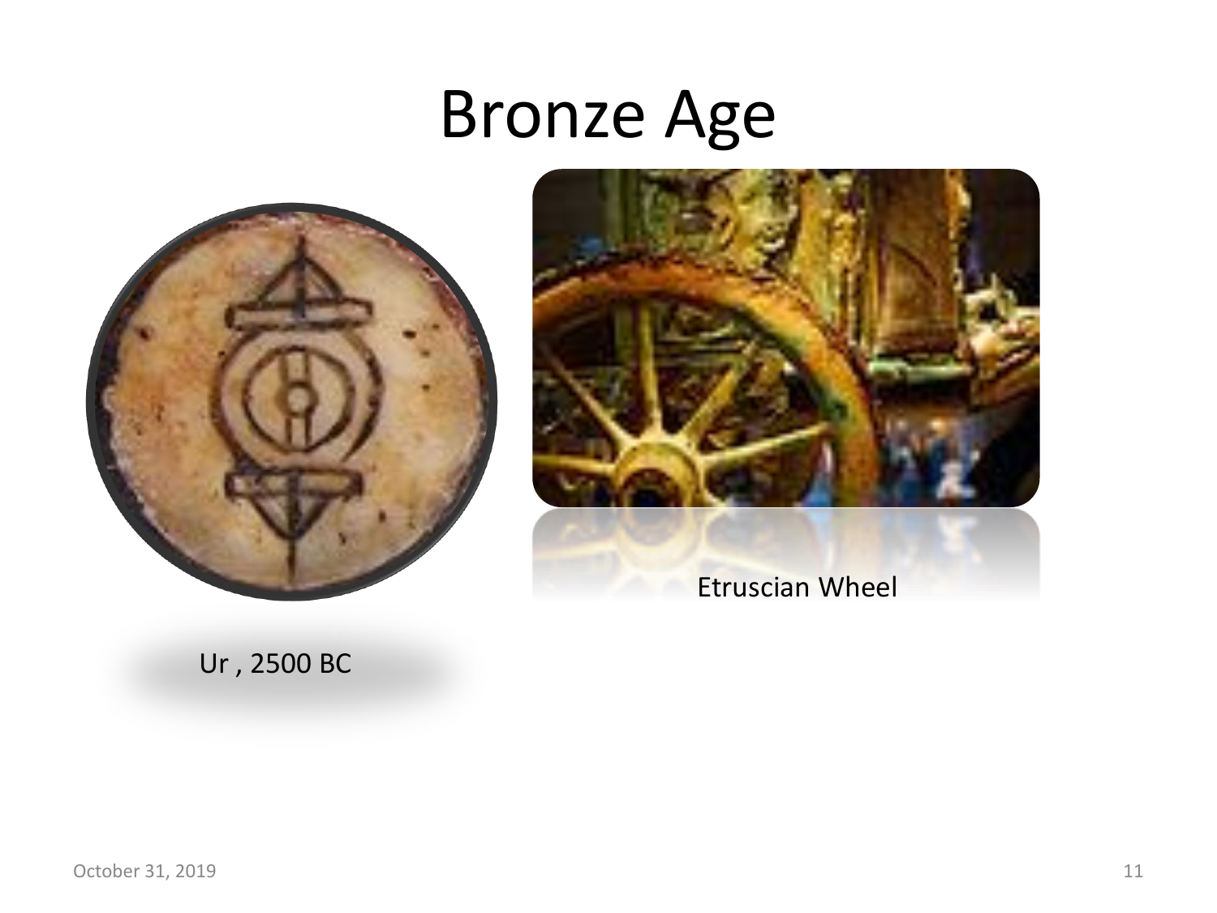# Bronze Age

Ur , 2500 BC

Etruscian Wheel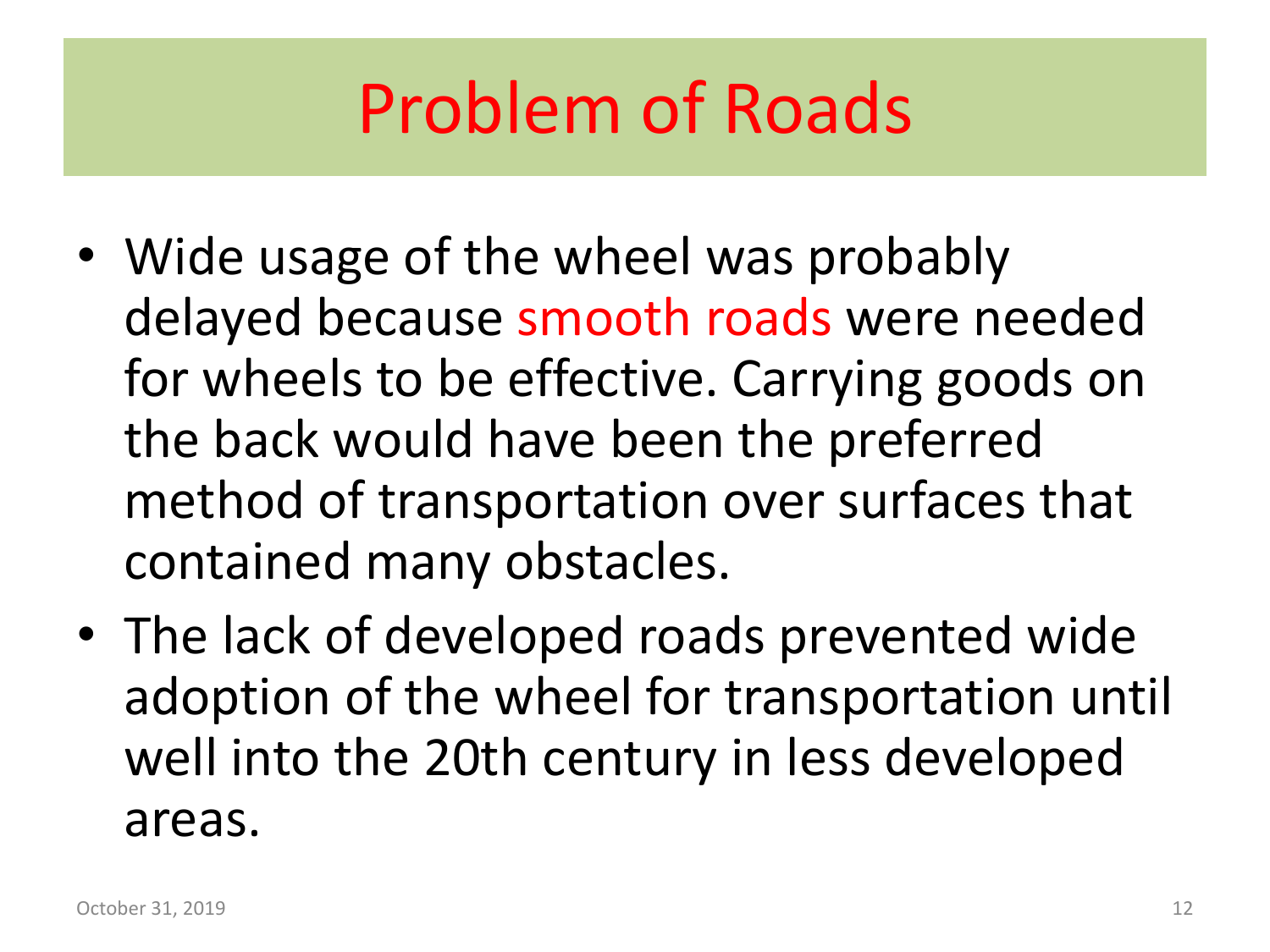# Problem of Roads

- Wide usage of the wheel was probably delayed because smooth roads were needed for wheels to be effective. Carrying goods on the back would have been the preferred method of transportation over surfaces that contained many obstacles.
- The lack of developed roads prevented wide adoption of the wheel for transportation until well into the 20th century in less developed areas.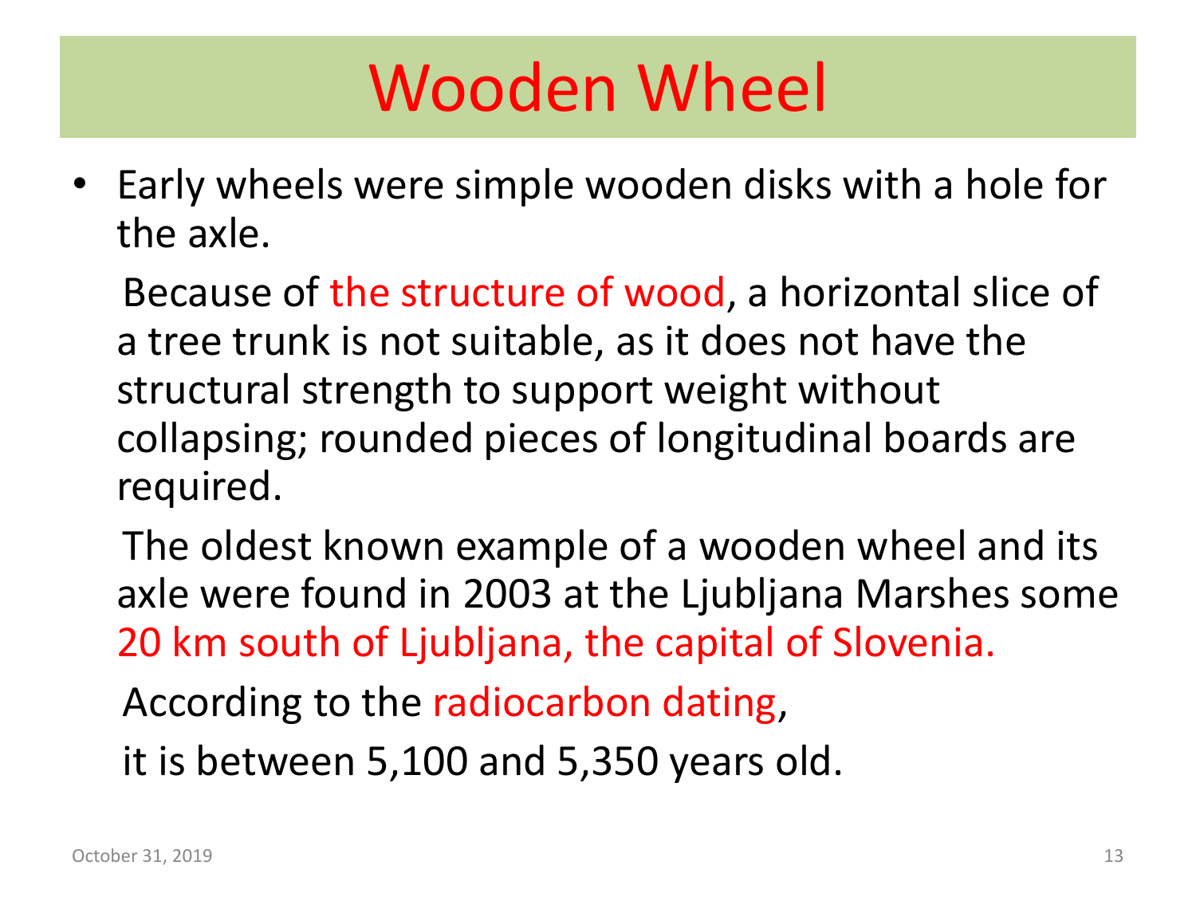# Wooden Wheel

- Early wheels were simple wooden disks with a hole for the axle.

  Because of the structure of wood, a horizontal slice of a tree trunk is not suitable, as it does not have the structural strength to support weight without collapsing; rounded pieces of longitudinal boards are required.

  The oldest known example of a wooden wheel and its axle were found in 2003 at the Ljubljana Marshes some 20 km south of Ljubljana, the capital of Slovenia.

  According to the radiocarbon dating,

  it is between 5,100 and 5,350 years old.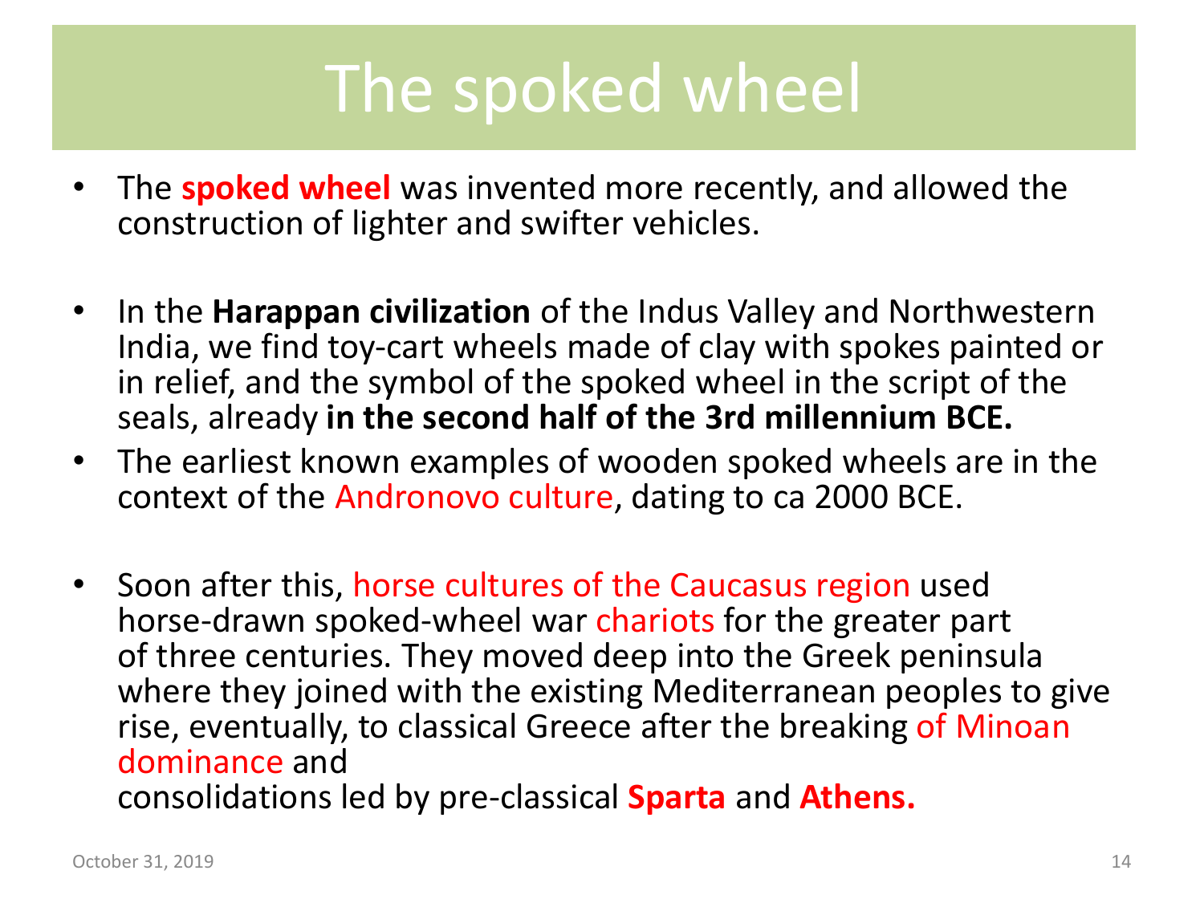# The spoked wheel

- The **spoked wheel** was invented more recently, and allowed the construction of lighter and swifter vehicles.

- In the **Harappan civilization** of the Indus Valley and Northwestern India, we find toy-cart wheels made of clay with spokes painted or in relief, and the symbol of the spoked wheel in the script of the seals, already **in the second half of the 3rd millennium BCE.**
- The earliest known examples of wooden spoked wheels are in the context of the Andronovo culture, dating to ca 2000 BCE.

- Soon after this, horse cultures of the Caucasus region used horse-drawn spoked-wheel war chariots for the greater part of three centuries. They moved deep into the Greek peninsula where they joined with the existing Mediterranean peoples to give rise, eventually, to classical Greece after the breaking of Minoan dominance and consolidations led by pre-classical **Sparta** and **Athens.**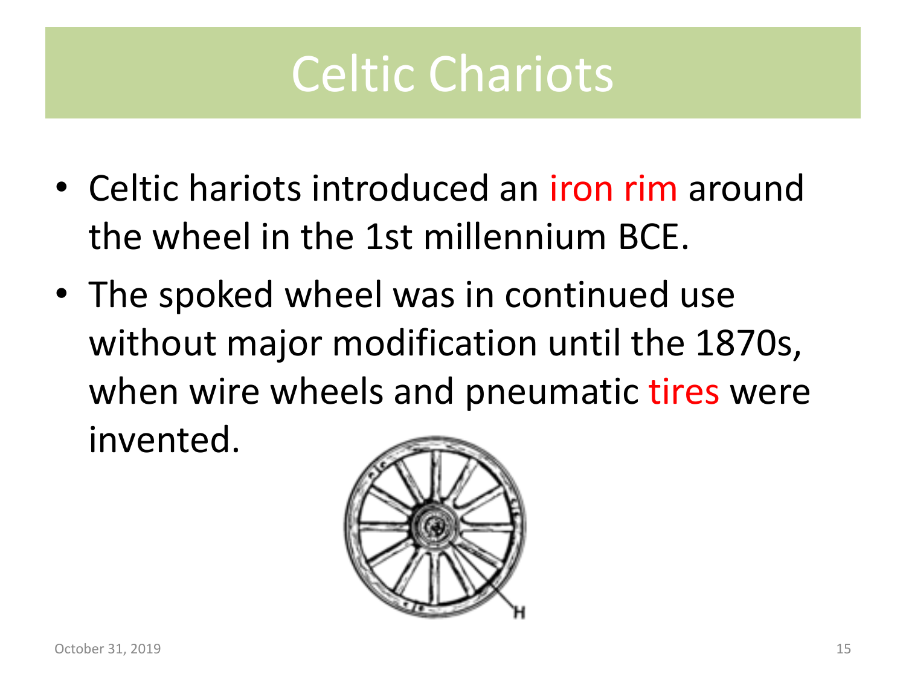# Celtic Chariots

- Celtic hariots introduced an iron rim around the wheel in the 1st millennium BCE.
- The spoked wheel was in continued use without major modification until the 1870s, when wire wheels and pneumatic tires were invented.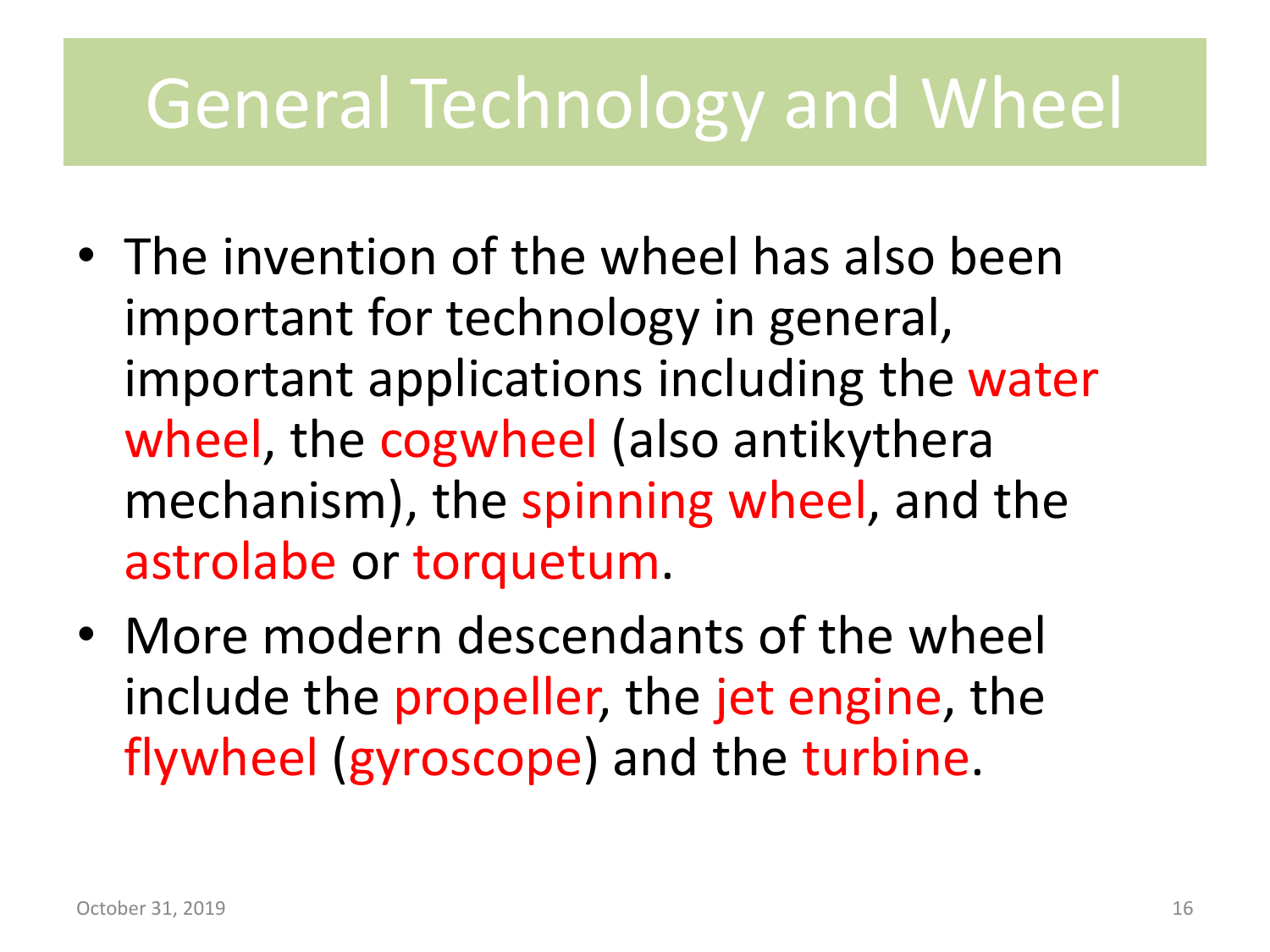# General Technology and Wheel

- The invention of the wheel has also been important for technology in general, important applications including the water wheel, the cogwheel (also antikythera mechanism), the spinning wheel, and the astrolabe or torquetum.
- More modern descendants of the wheel include the propeller, the jet engine, the flywheel (gyroscope) and the turbine.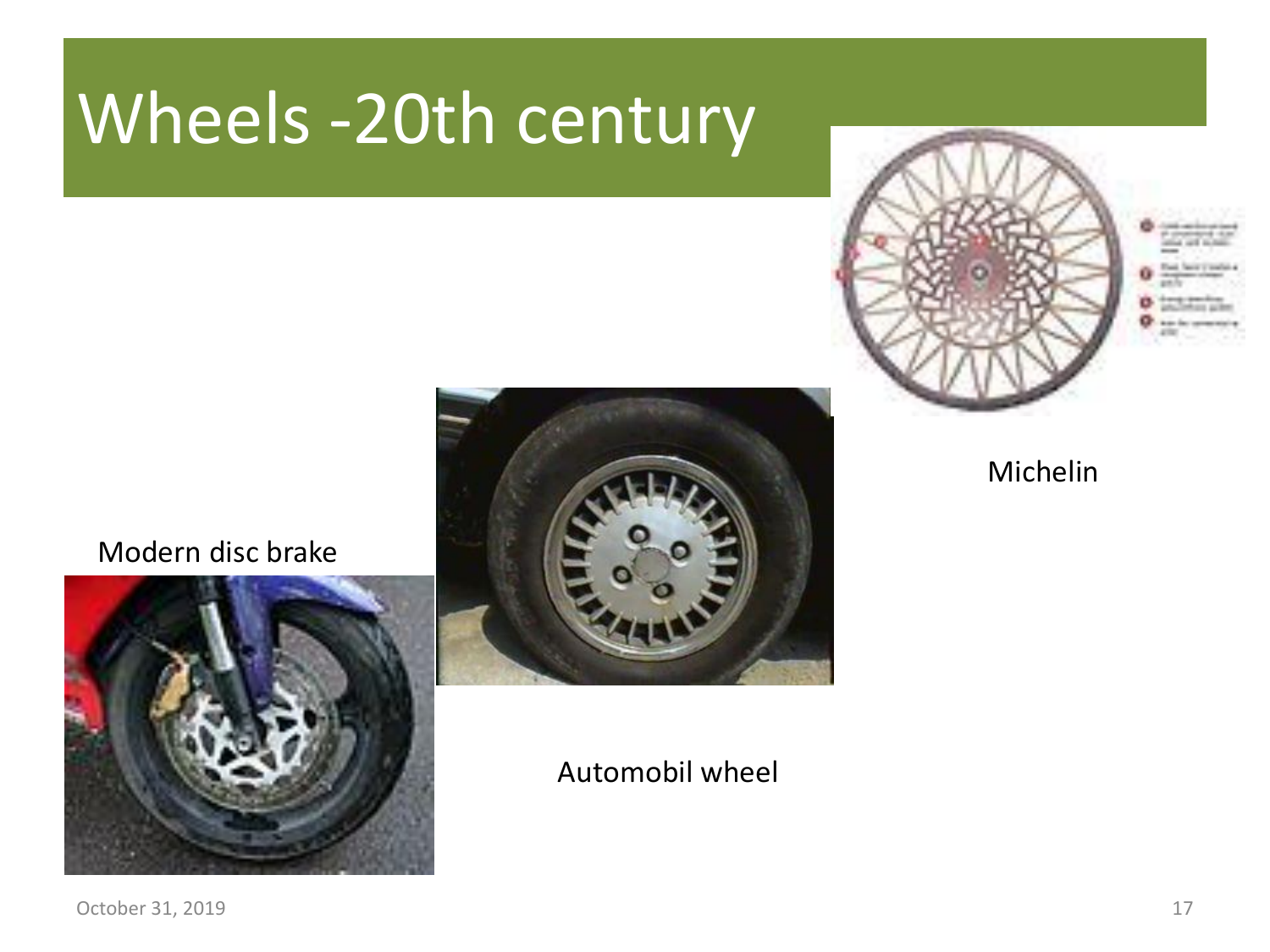# Wheels -20th century

Michelin

Modern disc brake

Automobil wheel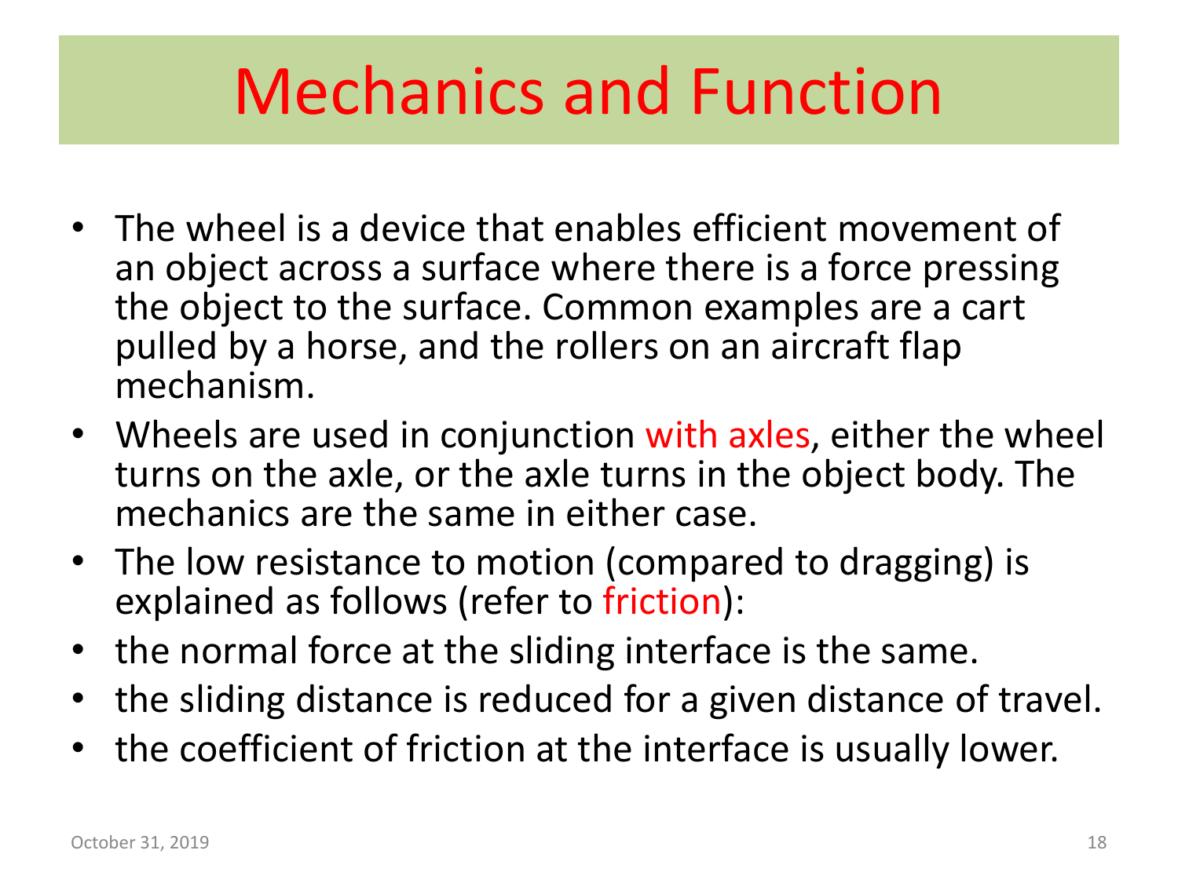# Mechanics and Function

- The wheel is a device that enables efficient movement of an object across a surface where there is a force pressing the object to the surface. Common examples are a cart pulled by a horse, and the rollers on an aircraft flap mechanism.
- Wheels are used in conjunction with axles, either the wheel turns on the axle, or the axle turns in the object body. The mechanics are the same in either case.
- The low resistance to motion (compared to dragging) is explained as follows (refer to friction):
- the normal force at the sliding interface is the same.
- the sliding distance is reduced for a given distance of travel.
- the coefficient of friction at the interface is usually lower.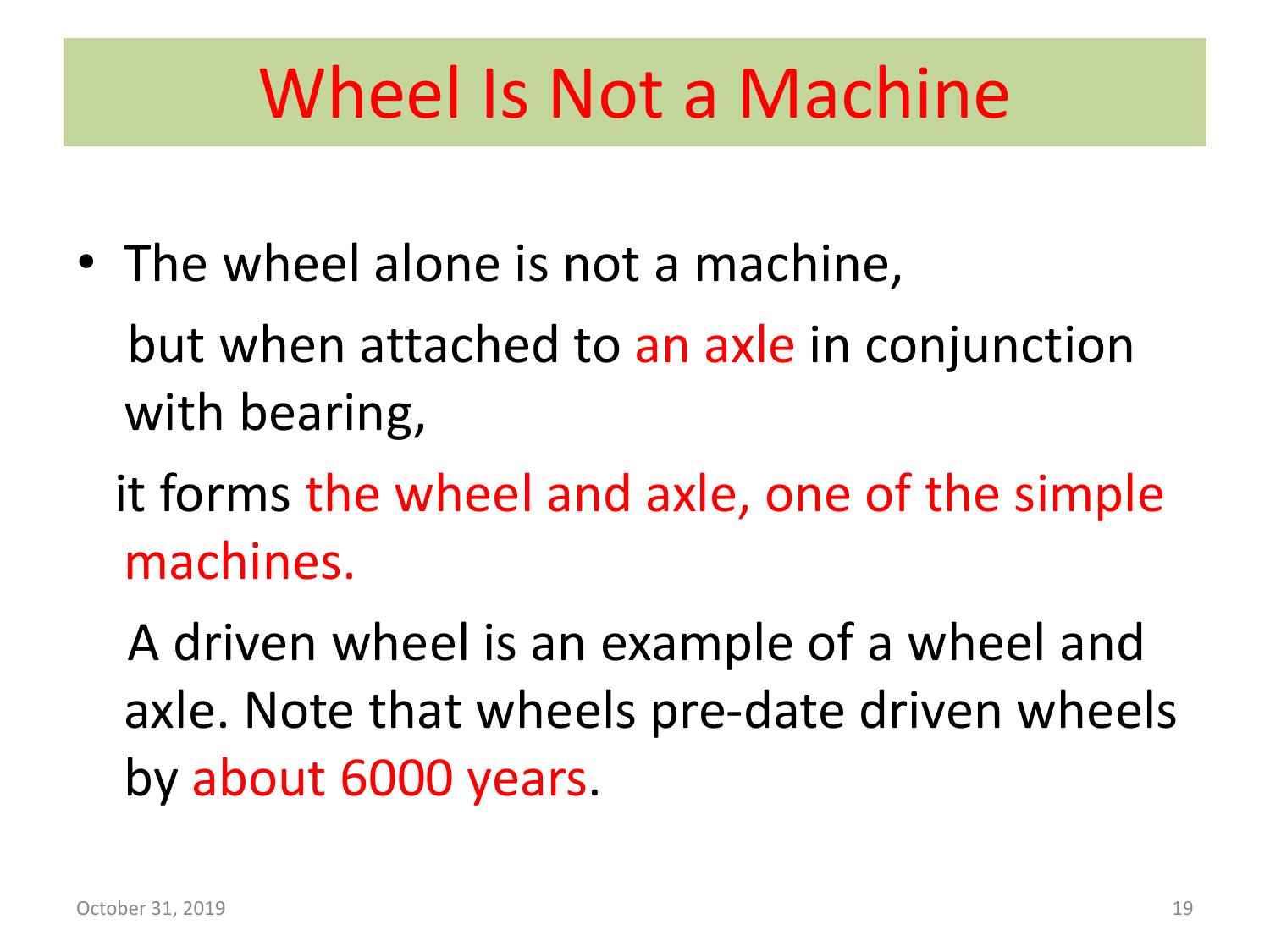# Wheel Is Not a Machine

- The wheel alone is not a machine,

  but when attached to an axle in conjunction with bearing,

  it forms the wheel and axle, one of the simple machines.

  A driven wheel is an example of a wheel and axle. Note that wheels pre-date driven wheels by about 6000 years.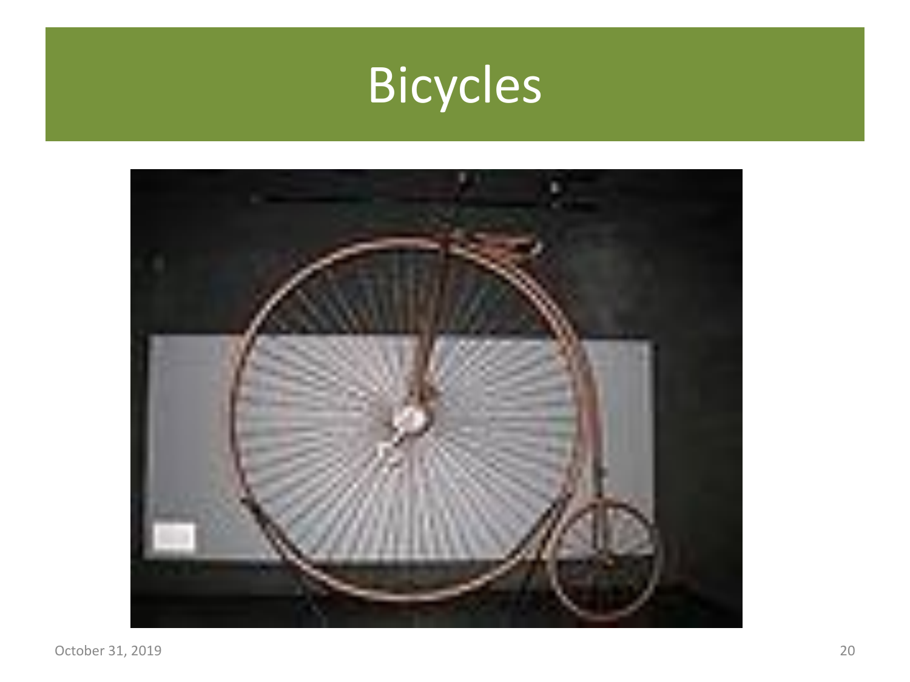# Bicycles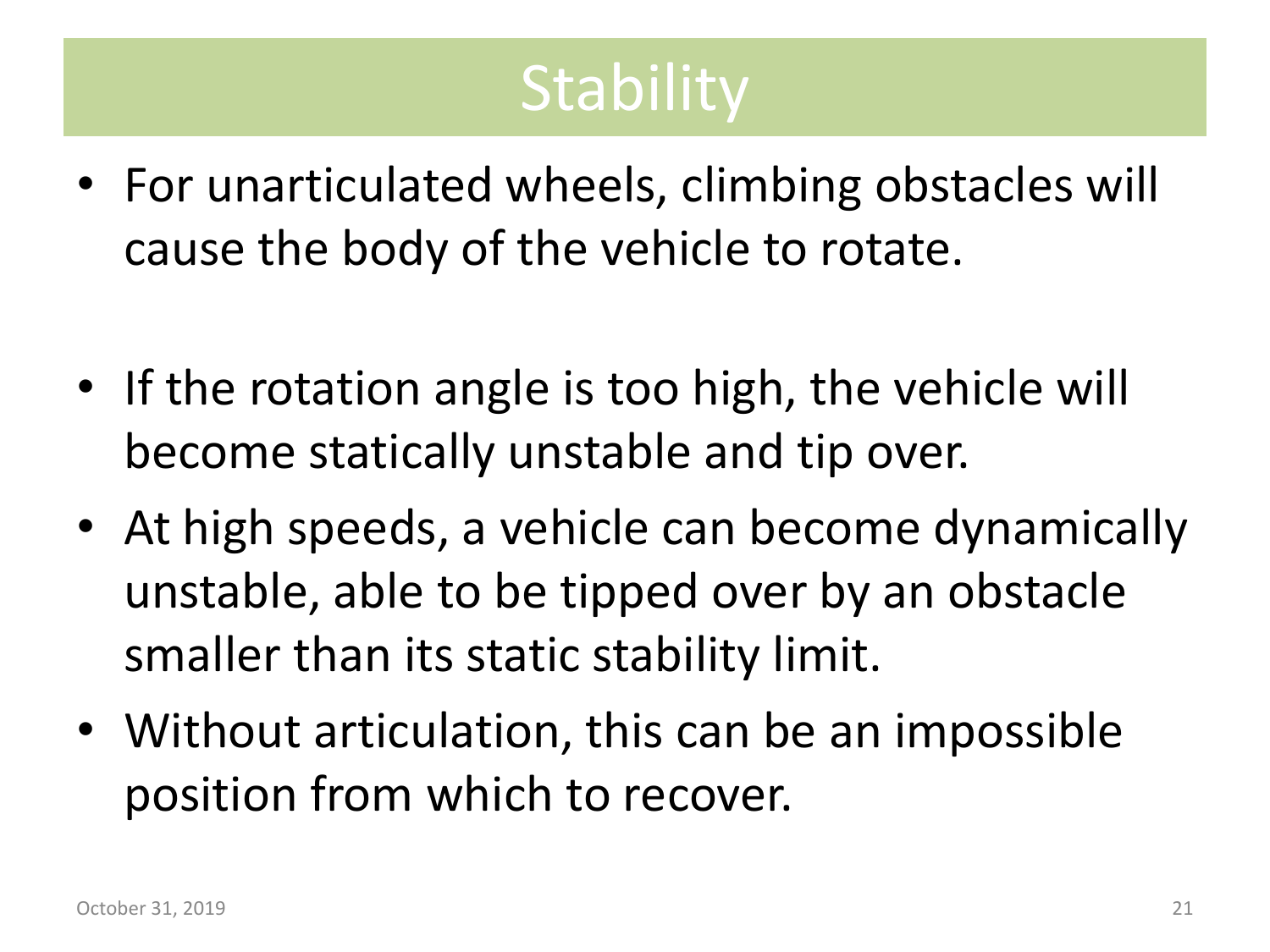# Stability

- For unarticulated wheels, climbing obstacles will cause the body of the vehicle to rotate.
- If the rotation angle is too high, the vehicle will become statically unstable and tip over.
- At high speeds, a vehicle can become dynamically unstable, able to be tipped over by an obstacle smaller than its static stability limit.
- Without articulation, this can be an impossible position from which to recover.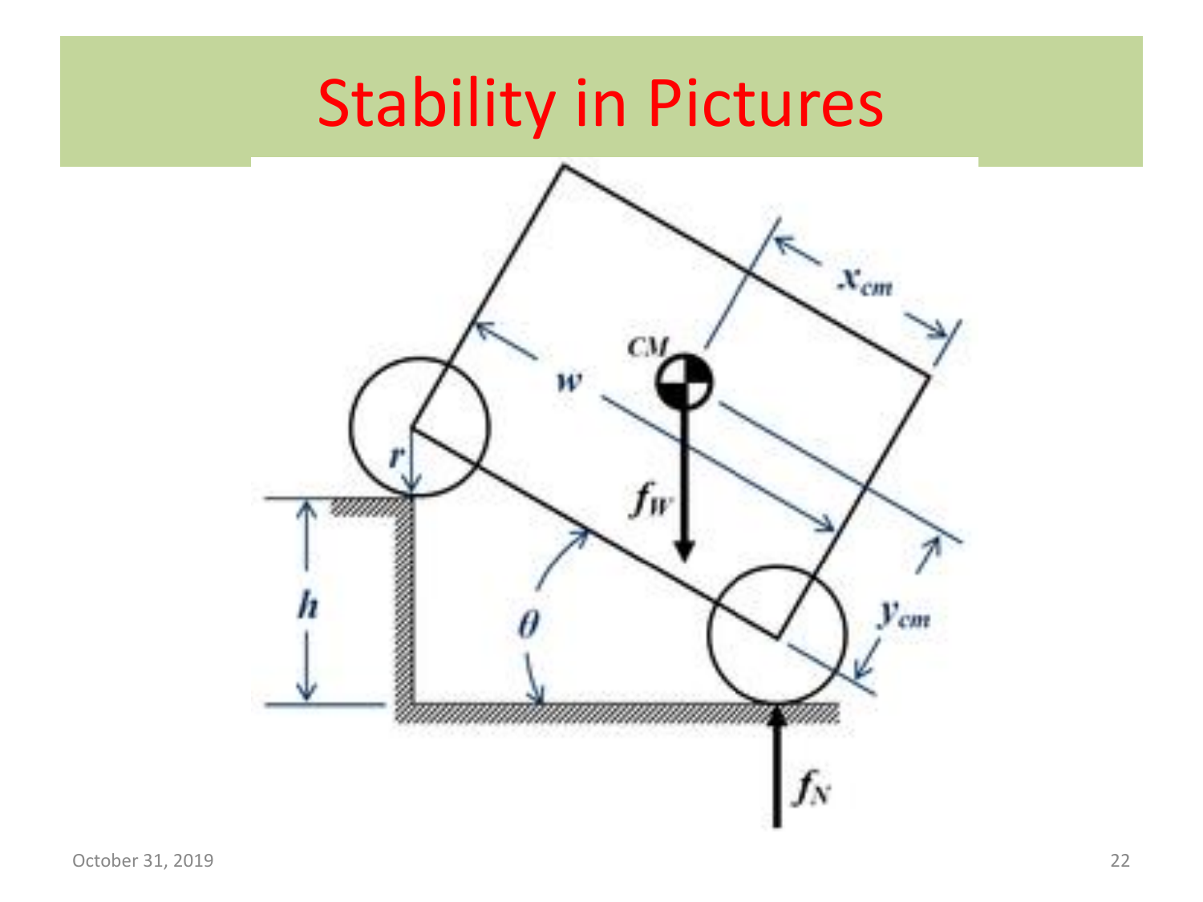# Stability in Pictures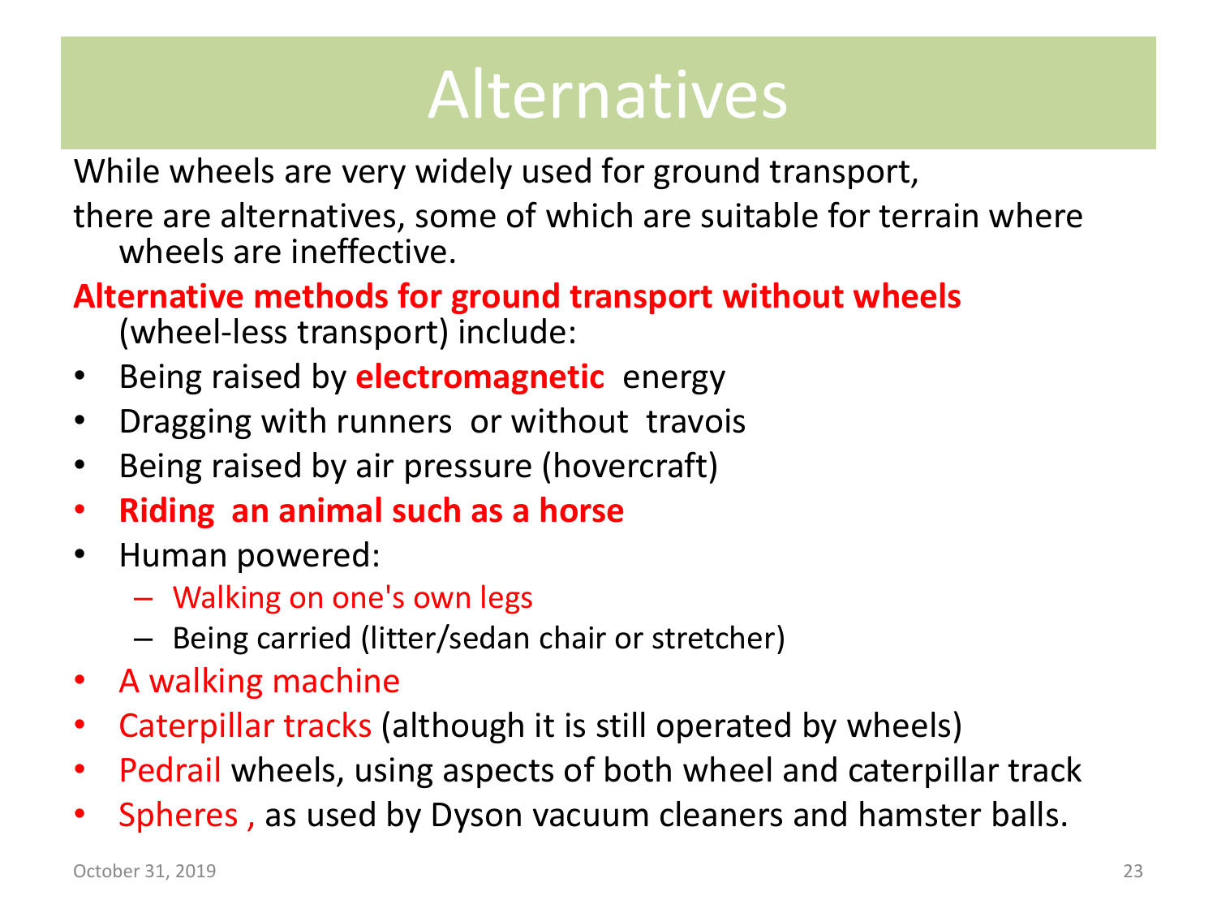# Alternatives

While wheels are very widely used for ground transport,

there are alternatives, some of which are suitable for terrain where wheels are ineffective.

**Alternative methods for ground transport without wheels** (wheel-less transport) include:

- Being raised by **electromagnetic** energy
- Dragging with runners or without travois
- Being raised by air pressure (hovercraft)
- **Riding an animal such as a horse**
- Human powered:
  - Walking on one's own legs
  - Being carried (litter/sedan chair or stretcher)
- A walking machine
- Caterpillar tracks (although it is still operated by wheels)
- Pedrail wheels, using aspects of both wheel and caterpillar track
- Spheres , as used by Dyson vacuum cleaners and hamster balls.

October 31, 2019